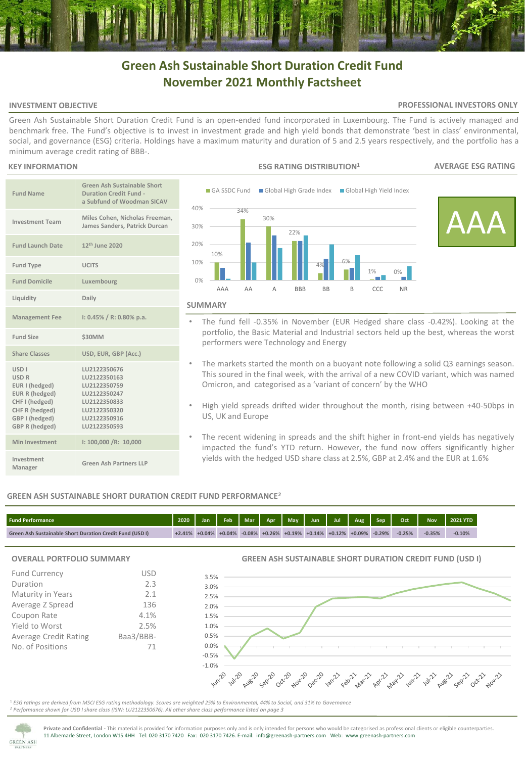# Green Ash Sustainable Short Duration Credit Fund
# November 2021 Monthly Factsheet

**INVESTMENT OBJECTIVE**

**PROFESSIONAL INVESTORS ONLY**

Green Ash Sustainable Short Duration Credit Fund is an open-ended fund incorporated in Luxembourg. The Fund is actively managed and benchmark free. The Fund's objective is to invest in investment grade and high yield bonds that demonstrate 'best in class' environmental, social, and governance (ESG) criteria. Holdings have a maximum maturity and duration of 5 and 2.5 years respectively, and the portfolio has a minimum average credit rating of BBB-.

## KEY INFORMATION

| | |
|---|---|
| Fund Name | Green Ash Sustainable Short Duration Credit Fund - a Subfund of Woodman SICAV |
| Investment Team | Miles Cohen, Nicholas Freeman, James Sanders, Patrick Durcan |
| Fund Launch Date | 12th June 2020 |
| Fund Type | UCITS |
| Fund Domicile | Luxembourg |
| Liquidity | Daily |
| Management Fee | I: 0.45% / R: 0.80% p.a. |
| Fund Size | $30MM |
| Share Classes | USD, EUR, GBP (Acc.) |
| USD I<br>USD R<br>EUR I (hedged)<br>EUR R (hedged)<br>CHF I (hedged)<br>CHF R (hedged)<br>GBP I (hedged)<br>GBP R (hedged) | LU2122350676<br>LU2122350163<br>LU2122350759<br>LU2122350247<br>LU2122350833<br>LU2122350320<br>LU2122350916<br>LU2122350593 |
| Min Investment | I: 100,000 /R: 10,000 |
| Investment Manager | Green Ash Partners LLP |

## ESG RATING DISTRIBUTION[1]

| | AAA | AA | A | BBB | BB | B | CCC | NR |
|---|---|---|---|---|---|---|---|---|
| GA SSDC Fund | 10% | 34% | 30% | 22% | 4% | 6% | 1% | 0% |

## AVERAGE ESG RATING

AAA

## SUMMARY

- The fund fell -0.35% in November (EUR Hedged share class -0.42%). Looking at the portfolio, the Basic Material and Industrial sectors held up the best, whereas the worst performers were Technology and Energy
- The markets started the month on a buoyant note following a solid Q3 earnings season. This soured in the final week, with the arrival of a new COVID variant, which was named Omicron, and categorised as a 'variant of concern' by the WHO
- High yield spreads drifted wider throughout the month, rising between +40-50bps in US, UK and Europe
- The recent widening in spreads and the shift higher in front-end yields has negatively impacted the fund's YTD return. However, the fund now offers significantly higher yields with the hedged USD share class at 2.5%, GBP at 2.4% and the EUR at 1.6%

## GREEN ASH SUSTAINABLE SHORT DURATION CREDIT FUND PERFORMANCE[2]

| Fund Performance | 2020 | Jan | Feb | Mar | Apr | May | Jun | Jul | Aug | Sep | Oct | Nov | 2021 YTD |
|---|---|---|---|---|---|---|---|---|---|---|---|---|---|
| Green Ash Sustainable Short Duration Credit Fund (USD I) | +2.41% | +0.04% | +0.04% | -0.08% | +0.26% | +0.19% | +0.14% | +0.12% | +0.09% | -0.29% | -0.25% | -0.35% | -0.10% |

## OVERALL PORTFOLIO SUMMARY

| | |
|---|---|
| Fund Currency | USD |
| Duration | 2.3 |
| Maturity in Years | 2.1 |
| Average Z Spread | 136 |
| Coupon Rate | 4.1% |
| Yield to Worst | 2.5% |
| Average Credit Rating | Baa3/BBB- |
| No. of Positions | 71 |

## GREEN ASH SUSTAINABLE SHORT DURATION CREDIT FUND (USD I)

*[1] ESG ratings are derived from MSCI ESG rating methodology. Scores are weighted 25% to Environmental, 44% to Social, and 31% to Governance*
*[2] Performance shown for USD I share class (ISIN: LU2122350676). All other share class performance listed on page 3*

**Private and Confidential** - This material is provided for information purposes only and is only intended for persons who would be categorised as professional clients or eligible counterparties.
11 Albemarle Street, London W1S 4HH Tel: 020 3170 7420 Fax: 020 3170 7426. E-mail: info@greenash-partners.com Web: www.greenash-partners.com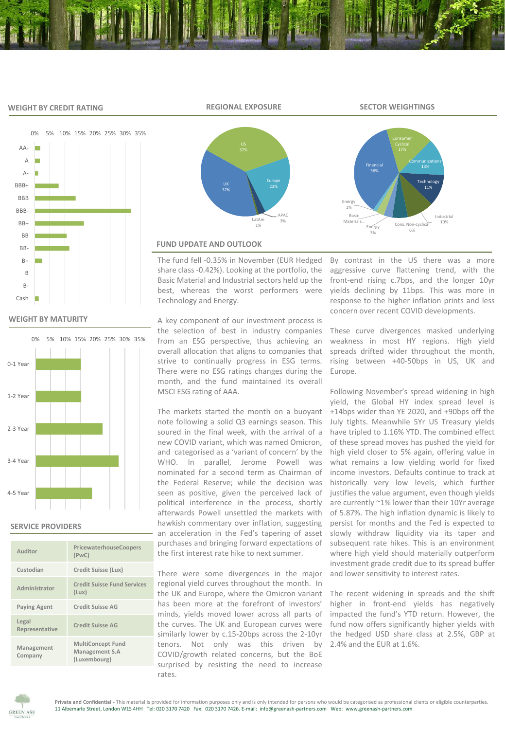## WEIGHT BY CREDIT RATING

| Rating |
|---|
| AA- |
| A |
| A- |
| BBB+ |
| BBB |
| BBB- |
| BB+ |
| BB |
| BB- |
| B+ |
| B |
| B- |
| Cash |

## REGIONAL EXPOSURE

| Region | Weight |
|---|---|
| US | 37% |
| UK | 37% |
| Europe | 23% |
| APAC | 3% |
| LatAm | 1% |

## SECTOR WEIGHTINGS

| Sector | Weight |
|---|---|
| Financial | 36% |
| Consumer Cyclical | 17% |
| Communications | 13% |
| Technology | 11% |
| Industrial | 10% |
| Cons. Non-cyclical | 6% |
| Energy | 3% |
| Basic Materials | 1% |
| Energy | 1% |

## WEIGHT BY MATURITY

| Maturity |
|---|
| 0-1 Year |
| 1-2 Year |
| 2-3 Year |
| 3-4 Year |
| 4-5 Year |

## SERVICE PROVIDERS

| | |
|---|---|
| Auditor | PricewaterhouseCoopers (PwC) |
| Custodian | Credit Suisse (Lux) |
| Administrator | Credit Suisse Fund Services (Lux) |
| Paying Agent | Credit Suisse AG |
| Legal Representative | Credit Suisse AG |
| Management Company | MultiConcept Fund Management S.A (Luxembourg) |

## FUND UPDATE AND OUTLOOK

The fund fell -0.35% in November (EUR Hedged share class -0.42%). Looking at the portfolio, the Basic Material and Industrial sectors held up the best, whereas the worst performers were Technology and Energy.

A key component of our investment process is the selection of best in industry companies from an ESG perspective, thus achieving an overall allocation that aligns to companies that strive to continually progress in ESG terms. There were no ESG ratings changes during the month, and the fund maintained its overall MSCI ESG rating of AAA.

The markets started the month on a buoyant note following a solid Q3 earnings season. This soured in the final week, with the arrival of a new COVID variant, which was named Omicron, and categorised as a 'variant of concern' by the WHO. In parallel, Jerome Powell was nominated for a second term as Chairman of the Federal Reserve; while the decision was seen as positive, given the perceived lack of political interference in the process, shortly afterwards Powell unsettled the markets with hawkish commentary over inflation, suggesting an acceleration in the Fed's tapering of asset purchases and bringing forward expectations of the first interest rate hike to next summer.

There were some divergences in the major regional yield curves throughout the month. In the UK and Europe, where the Omicron variant has been more at the forefront of investors' minds, yields moved lower across all parts of the curves. The UK and European curves were similarly lower by c.15-20bps across the 2-10yr tenors. Not only was this driven by COVID/growth related concerns, but the BoE surprised by resisting the need to increase rates.

By contrast in the US there was a more aggressive curve flattening trend, with the front-end rising c.7bps, and the longer 10yr yields declining by 11bps. This was more in response to the higher inflation prints and less concern over recent COVID developments.

These curve divergences masked underlying weakness in most HY regions. High yield spreads drifted wider throughout the month, rising between +40-50bps in US, UK and Europe.

Following November's spread widening in high yield, the Global HY index spread level is +14bps wider than YE 2020, and +90bps off the July tights. Meanwhile 5Yr US Treasury yields have tripled to 1.16% YTD. The combined effect of these spread moves has pushed the yield for high yield closer to 5% again, offering value in what remains a low yielding world for fixed income investors. Defaults continue to track at historically very low levels, which further justifies the value argument, even though yields are currently ~1% lower than their 10Yr average of 5.87%. The high inflation dynamic is likely to persist for months and the Fed is expected to slowly withdraw liquidity via its taper and subsequent rate hikes. This is an environment where high yield should materially outperform investment grade credit due to its spread buffer and lower sensitivity to interest rates.

The recent widening in spreads and the shift higher in front-end yields has negatively impacted the fund's YTD return. However, the fund now offers significantly higher yields with the hedged USD share class at 2.5%, GBP at 2.4% and the EUR at 1.6%.

**Private and Confidential** - This material is provided for information purposes only and is only intended for persons who would be categorised as professional clients or eligible counterparties.
11 Albemarle Street, London W1S 4HH Tel: 020 3170 7420 Fax: 020 3170 7426. E-mail: info@greenash-partners.com Web: www.greenash-partners.com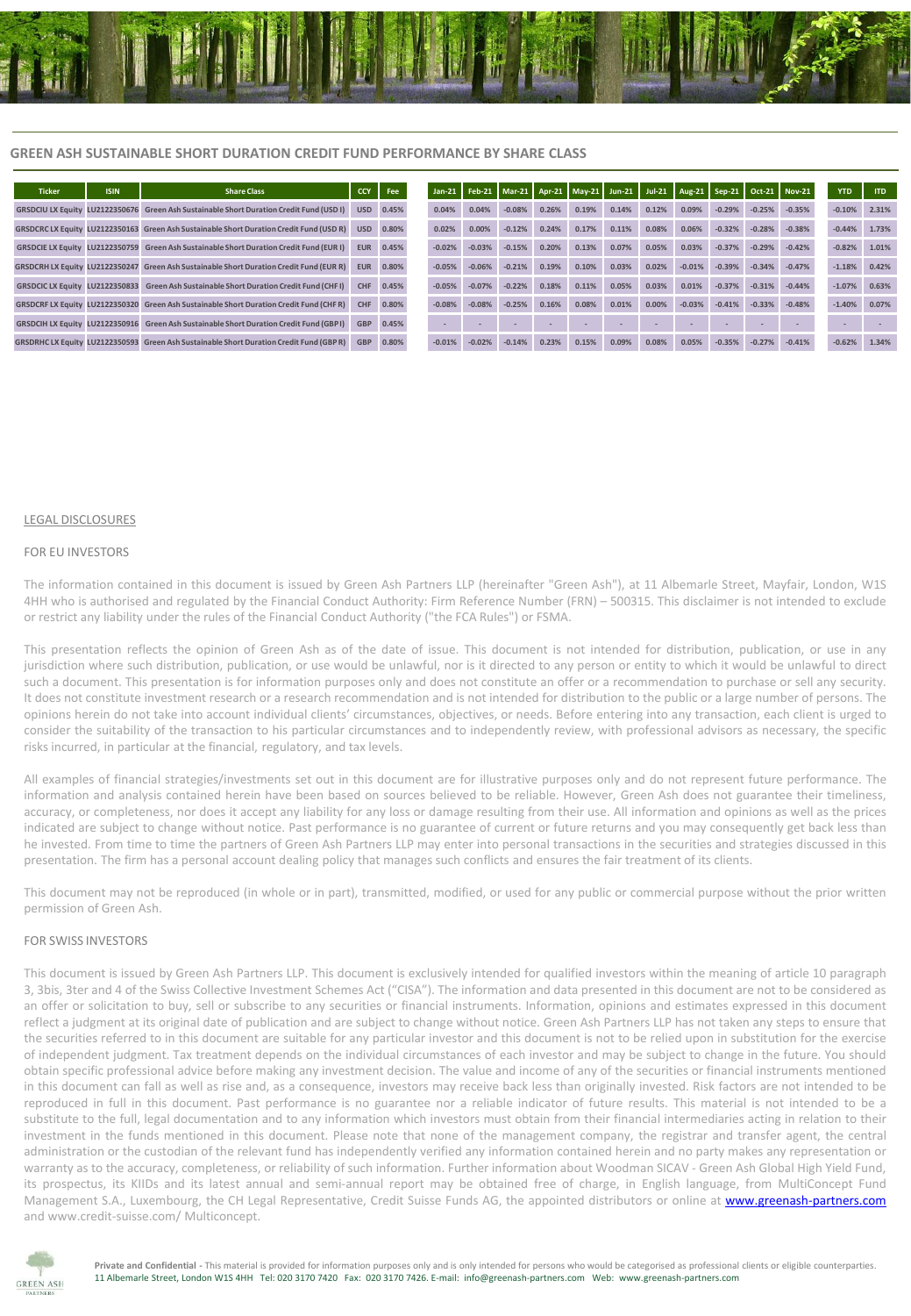## GREEN ASH SUSTAINABLE SHORT DURATION CREDIT FUND PERFORMANCE BY SHARE CLASS

| Ticker | ISIN | Share Class | CCY | Fee | Jan-21 | Feb-21 | Mar-21 | Apr-21 | May-21 | Jun-21 | Jul-21 | Aug-21 | Sep-21 | Oct-21 | Nov-21 | YTD | ITD |
|---|---|---|---|---|---|---|---|---|---|---|---|---|---|---|---|---|---|
| GRSDCIU LX Equity | LU2122350676 | Green Ash Sustainable Short Duration Credit Fund (USD I) | USD | 0.45% | 0.04% | 0.04% | -0.08% | 0.26% | 0.19% | 0.14% | 0.12% | 0.09% | -0.29% | -0.25% | -0.35% | -0.10% | 2.31% |
| GRSDCRC LX Equity | LU2122350163 | Green Ash Sustainable Short Duration Credit Fund (USD R) | USD | 0.80% | 0.02% | 0.00% | -0.12% | 0.24% | 0.17% | 0.11% | 0.08% | 0.06% | -0.32% | -0.28% | -0.38% | -0.44% | 1.73% |
| GRSDCIE LX Equity | LU2122350759 | Green Ash Sustainable Short Duration Credit Fund (EUR I) | EUR | 0.45% | -0.02% | -0.03% | -0.15% | 0.20% | 0.13% | 0.07% | 0.05% | 0.03% | -0.37% | -0.29% | -0.42% | -0.82% | 1.01% |
| GRSDCRH LX Equity | LU2122350247 | Green Ash Sustainable Short Duration Credit Fund (EUR R) | EUR | 0.80% | -0.05% | -0.06% | -0.21% | 0.19% | 0.10% | 0.03% | 0.02% | -0.01% | -0.39% | -0.34% | -0.47% | -1.18% | 0.42% |
| GRSDCIC LX Equity | LU2122350833 | Green Ash Sustainable Short Duration Credit Fund (CHF I) | CHF | 0.45% | -0.05% | -0.07% | -0.22% | 0.18% | 0.11% | 0.05% | 0.03% | 0.01% | -0.37% | -0.31% | -0.44% | -1.07% | 0.63% |
| GRSDCRF LX Equity | LU2122350320 | Green Ash Sustainable Short Duration Credit Fund (CHF R) | CHF | 0.80% | -0.08% | -0.08% | -0.25% | 0.16% | 0.08% | 0.01% | 0.00% | -0.03% | -0.41% | -0.33% | -0.48% | -1.40% | 0.07% |
| GRSDCIH LX Equity | LU2122350916 | Green Ash Sustainable Short Duration Credit Fund (GBP I) | GBP | 0.45% | - | - | - | - | - | - | - | - | - | - | - | - | - |
| GRSDRHC LX Equity | LU2122350593 | Green Ash Sustainable Short Duration Credit Fund (GBP R) | GBP | 0.80% | -0.01% | -0.02% | -0.14% | 0.23% | 0.15% | 0.09% | 0.08% | 0.05% | -0.35% | -0.27% | -0.41% | -0.62% | 1.34% |

LEGAL DISCLOSURES

FOR EU INVESTORS

The information contained in this document is issued by Green Ash Partners LLP (hereinafter "Green Ash"), at 11 Albemarle Street, Mayfair, London, W1S 4HH who is authorised and regulated by the Financial Conduct Authority: Firm Reference Number (FRN) – 500315. This disclaimer is not intended to exclude or restrict any liability under the rules of the Financial Conduct Authority ("the FCA Rules") or FSMA.

This presentation reflects the opinion of Green Ash as of the date of issue. This document is not intended for distribution, publication, or use in any jurisdiction where such distribution, publication, or use would be unlawful, nor is it directed to any person or entity to which it would be unlawful to direct such a document. This presentation is for information purposes only and does not constitute an offer or a recommendation to purchase or sell any security. It does not constitute investment research or a research recommendation and is not intended for distribution to the public or a large number of persons. The opinions herein do not take into account individual clients' circumstances, objectives, or needs. Before entering into any transaction, each client is urged to consider the suitability of the transaction to his particular circumstances and to independently review, with professional advisors as necessary, the specific risks incurred, in particular at the financial, regulatory, and tax levels.

All examples of financial strategies/investments set out in this document are for illustrative purposes only and do not represent future performance. The information and analysis contained herein have been based on sources believed to be reliable. However, Green Ash does not guarantee their timeliness, accuracy, or completeness, nor does it accept any liability for any loss or damage resulting from their use. All information and opinions as well as the prices indicated are subject to change without notice. Past performance is no guarantee of current or future returns and you may consequently get back less than he invested. From time to time the partners of Green Ash Partners LLP may enter into personal transactions in the securities and strategies discussed in this presentation. The firm has a personal account dealing policy that manages such conflicts and ensures the fair treatment of its clients.

This document may not be reproduced (in whole or in part), transmitted, modified, or used for any public or commercial purpose without the prior written permission of Green Ash.

FOR SWISS INVESTORS

This document is issued by Green Ash Partners LLP. This document is exclusively intended for qualified investors within the meaning of article 10 paragraph 3, 3bis, 3ter and 4 of the Swiss Collective Investment Schemes Act ("CISA"). The information and data presented in this document are not to be considered as an offer or solicitation to buy, sell or subscribe to any securities or financial instruments. Information, opinions and estimates expressed in this document reflect a judgment at its original date of publication and are subject to change without notice. Green Ash Partners LLP has not taken any steps to ensure that the securities referred to in this document are suitable for any particular investor and this document is not to be relied upon in substitution for the exercise of independent judgment. Tax treatment depends on the individual circumstances of each investor and may be subject to change in the future. You should obtain specific professional advice before making any investment decision. The value and income of any of the securities or financial instruments mentioned in this document can fall as well as rise and, as a consequence, investors may receive back less than originally invested. Risk factors are not intended to be reproduced in full in this document. Past performance is no guarantee nor a reliable indicator of future results. This material is not intended to be a substitute to the full, legal documentation and to any information which investors must obtain from their financial intermediaries acting in relation to their investment in the funds mentioned in this document. Please note that none of the management company, the registrar and transfer agent, the central administration or the custodian of the relevant fund has independently verified any information contained herein and no party makes any representation or warranty as to the accuracy, completeness, or reliability of such information. Further information about Woodman SICAV - Green Ash Global High Yield Fund, its prospectus, its KIIDs and its latest annual and semi-annual report may be obtained free of charge, in English language, from MultiConcept Fund Management S.A., Luxembourg, the CH Legal Representative, Credit Suisse Funds AG, the appointed distributors or online at www.greenash-partners.com and www.credit-suisse.com/ Multiconcept.

**Private and Confidential** - This material is provided for information purposes only and is only intended for persons who would be categorised as professional clients or eligible counterparties.
11 Albemarle Street, London W1S 4HH Tel: 020 3170 7420 Fax: 020 3170 7426. E-mail: info@greenash-partners.com Web: www.greenash-partners.com